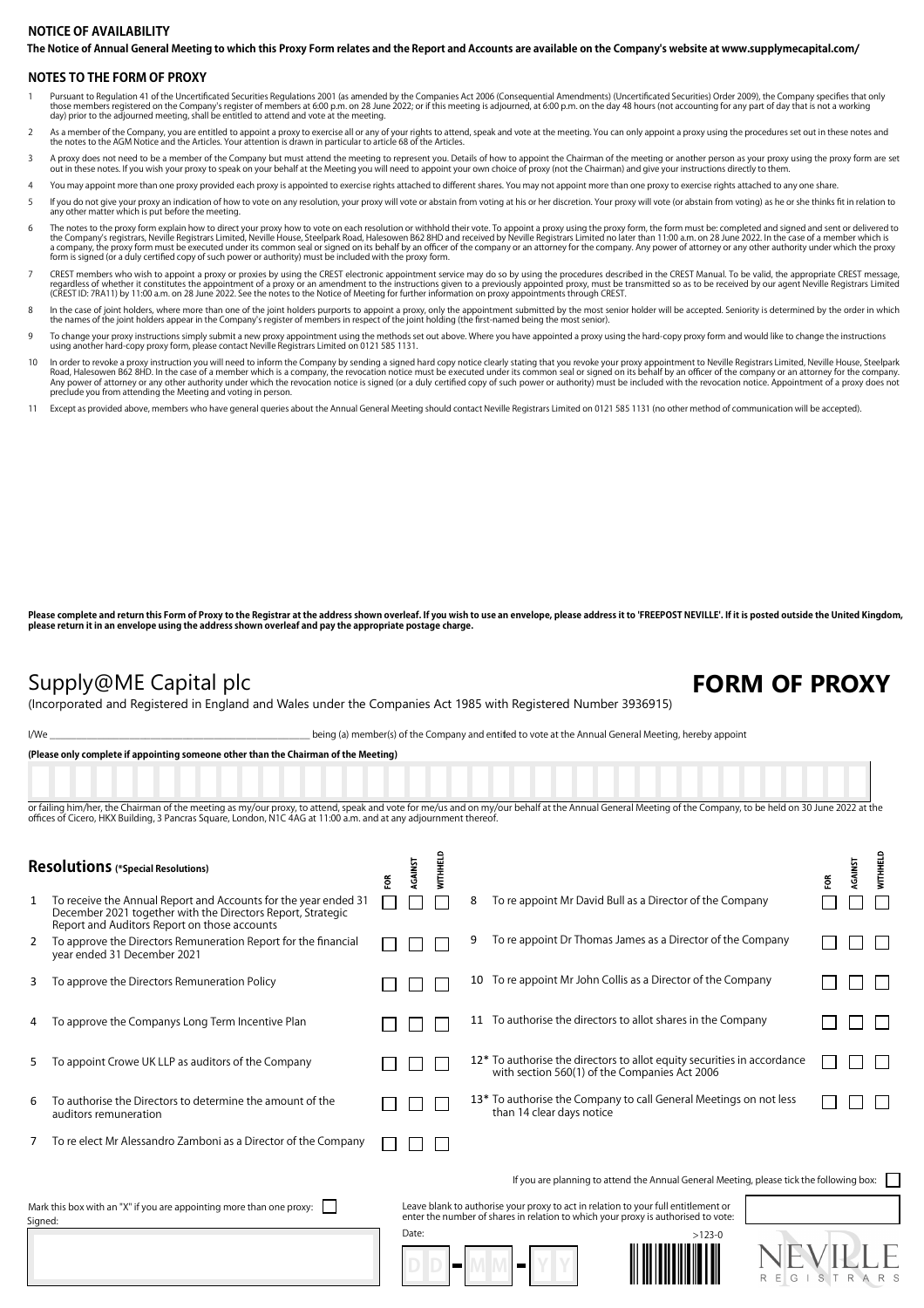## NOTICE OF AVAILABILITY

**The Notice of Annual General Meeting to which this Proxy Form relates and the Report and Accounts are available on the Company's website at www.supplymecapital.com/**

## NOTES TO THE FORM OF PROXY

1. Pursuant to Regulation 41 of the Uncertificated Securities Regulations 2001 (as amended by the Companies Act 2006 (Consequential Amendments) (Uncertificated Securities) Order 2009), the Company specifies that only those members registered on the Company's register of members at 6:00 p.m. on 28 June 2022; or if this meeting is adjourned, at 6:00 p.m. on the day 48 hours (not accounting for any part of day that is not a working day) prior to the adjourned meeting, shall be entitled to attend and vote at the meeting.
2. As a member of the Company, you are entitled to appoint a proxy to exercise all or any of your rights to attend, speak and vote at the meeting. You can only appoint a proxy using the procedures set out in these notes and the notes to the AGM Notice and the Articles. Your attention is drawn in particular to article 68 of the Articles.
3. A proxy does not need to be a member of the Company but must attend the meeting to represent you. Details of how to appoint the Chairman of the meeting or another person as your proxy using the proxy form are set out in these notes. If you wish your proxy to speak on your behalf at the Meeting you will need to appoint your own choice of proxy (not the Chairman) and give your instructions directly to them.
4. You may appoint more than one proxy provided each proxy is appointed to exercise rights attached to different shares. You may not appoint more than one proxy to exercise rights attached to any one share.
5. If you do not give your proxy an indication of how to vote on any resolution, your proxy will vote or abstain from voting at his or her discretion. Your proxy will vote (or abstain from voting) as he or she thinks fit in relation to any other matter which is put before the meeting.
6. The notes to the proxy form explain how to direct your proxy how to vote on each resolution or withhold their vote. To appoint a proxy using the proxy form, the form must be: completed and signed and sent or delivered to the Company's registrars, Neville Registrars Limited, Neville House, Steelpark Road, Halesowen B62 8HD and received by Neville Registrars Limited no later than 11:00 a.m. on 28 June 2022. In the case of a member which is a company, the proxy form must be executed under its common seal or signed on its behalf by an officer of the company or an attorney for the company. Any power of attorney or any other authority under which the proxy form is signed (or a duly certified copy of such power or authority) must be included with the proxy form.
7. CREST members who wish to appoint a proxy or proxies by using the CREST electronic appointment service may do so by using the procedures described in the CREST Manual. To be valid, the appropriate CREST message, regardless of whether it constitutes the appointment of a proxy or an amendment to the instructions given to a previously appointed proxy, must be transmitted so as to be received by our agent Neville Registrars Limited (CREST ID: 7RA11) by 11:00 a.m. on 28 June 2022. See the notes to the Notice of Meeting for further information on proxy appointments through CREST.
8. In the case of joint holders, where more than one of the joint holders purports to appoint a proxy, only the appointment submitted by the most senior holder will be accepted. Seniority is determined by the order in which the names of the joint holders appear in the Company's register of members in respect of the joint holding (the first-named being the most senior).
9. To change your proxy instructions simply submit a new proxy appointment using the methods set out above. Where you have appointed a proxy using the hard-copy proxy form and would like to change the instructions using another hard-copy proxy form, please contact Neville Registrars Limited on 0121 585 1131.
10. In order to revoke a proxy instruction you will need to inform the Company by sending a signed hard copy notice clearly stating that you revoke your proxy appointment to Neville Registrars Limited, Neville House, Steelpark Road, Halesowen B62 8HD. In the case of a member which is a company, the revocation notice must be executed under its common seal or signed on its behalf by an officer of the company or an attorney for the company. Any power of attorney or any other authority under which the revocation notice is signed (or a duly certified copy of such power or authority) must be included with the revocation notice. Appointment of a proxy does not preclude you from attending the Meeting and voting in person.
11. Except as provided above, members who have general queries about the Annual General Meeting should contact Neville Registrars Limited on 0121 585 1131 (no other method of communication will be accepted).

**Please complete and return this Form of Proxy to the Registrar at the address shown overleaf. If you wish to use an envelope, please address it to 'FREEPOST NEVILLE'. If it is posted outside the United Kingdom, please return it in an envelope using the address shown overleaf and pay the appropriate postage charge.**

# Supply@ME Capital plc

# FORM OF PROXY

(Incorporated and Registered in England and Wales under the Companies Act 1985 with Registered Number 3936915)

I/We ______________________________ being (a) member(s) of the Company and entitled to vote at the Annual Meeting, hereby appoint

**(Please only complete if appointing someone other than the Chairman of the Meeting)**

or failing him/her, the Chairman of the meeting as my/our proxy, to attend, speak and vote for me/us and on my/our behalf at the Annual General Meeting of the Company, to be held on 30 June 2022 at the offices of Cicero, HKX Building, 3 Pancras Square, London, N1C 4AG at 11:00 a.m. and at any adjournment thereof.

## Resolutions (*Special Resolutions)

| | Resolution | FOR | AGAINST | WITHHELD |
|---|---|---|---|---|
| 1 | To receive the Annual Report and Accounts for the year ended 31 December 2021 together with the Directors Report, Strategic Report and Auditors Report on those accounts | ☐ | ☐ | ☐ |
| 2 | To approve the Directors Remuneration Report for the financial year ended 31 December 2021 | ☐ | ☐ | ☐ |
| 3 | To approve the Directors Remuneration Policy | ☐ | ☐ | ☐ |
| 4 | To approve the Companys Long Term Incentive Plan | ☐ | ☐ | ☐ |
| 5 | To appoint Crowe UK LLP as auditors of the Company | ☐ | ☐ | ☐ |
| 6 | To authorise the Directors to determine the amount of the auditors remuneration | ☐ | ☐ | ☐ |
| 7 | To re elect Mr Alessandro Zamboni as a Director of the Company | ☐ | ☐ | ☐ |
| 8 | To re appoint Mr David Bull as a Director of the Company | ☐ | ☐ | ☐ |
| 9 | To re appoint Dr Thomas James as a Director of the Company | ☐ | ☐ | ☐ |
| 10 | To re appoint Mr John Collis as a Director of the Company | ☐ | ☐ | ☐ |
| 11 | To authorise the directors to allot shares in the Company | ☐ | ☐ | ☐ |
| 12* | To authorise the directors to allot equity securities in accordance with section 560(1) of the Companies Act 2006 | ☐ | ☐ | ☐ |
| 13* | To authorise the Company to call General Meetings on not less than 14 clear days notice | ☐ | ☐ | ☐ |

If you are planning to attend the Annual General Meeting, please tick the following box: ☐

Mark this box with an "X" if you are appointing more than one proxy: ☐

Leave blank to authorise your proxy to act in relation to your full entitlement or enter the number of shares in relation to which your proxy is authorised to vote:

Signed:

Date: D D - M M - Y Y

>123-0

NEVILLE REGISTRARS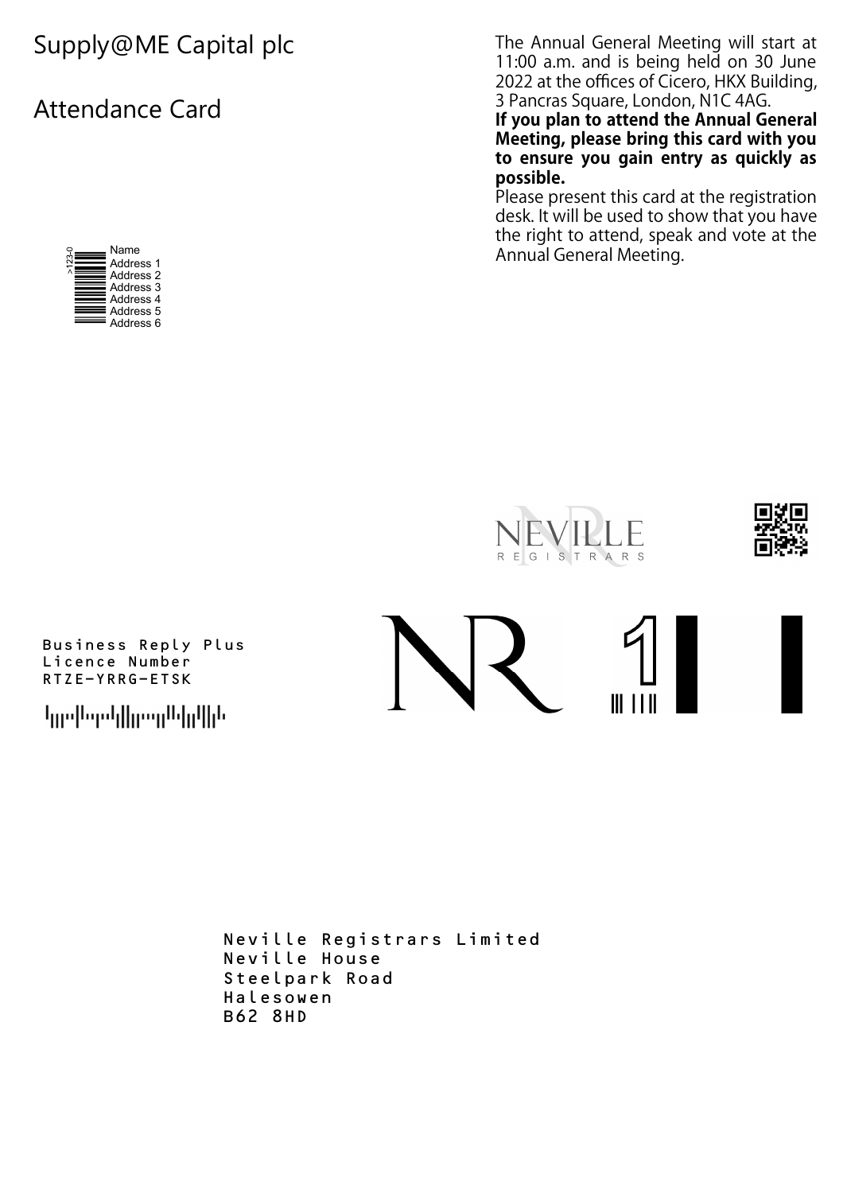# Supply@ME Capital plc

## Attendance Card

>123-0

Name
Address 1
Address 2
Address 3
Address 4
Address 5
Address 6

The Annual General Meeting will start at 11:00 a.m. and is being held on 30 June 2022 at the offices of Cicero, HKX Building, 3 Pancras Square, London, N1C 4AG.

**If you plan to attend the Annual General Meeting, please bring this card with you to ensure you gain entry as quickly as possible.**

Please present this card at the registration desk. It will be used to show that you have the right to attend, speak and vote at the Annual General Meeting.

NEVILLE
REGISTRARS

Business Reply Plus
Licence Number
RTZE-YRRG-ETSK

NR 1

Neville Registrars Limited
Neville House
Steelpark Road
Halesowen
B62 8HD